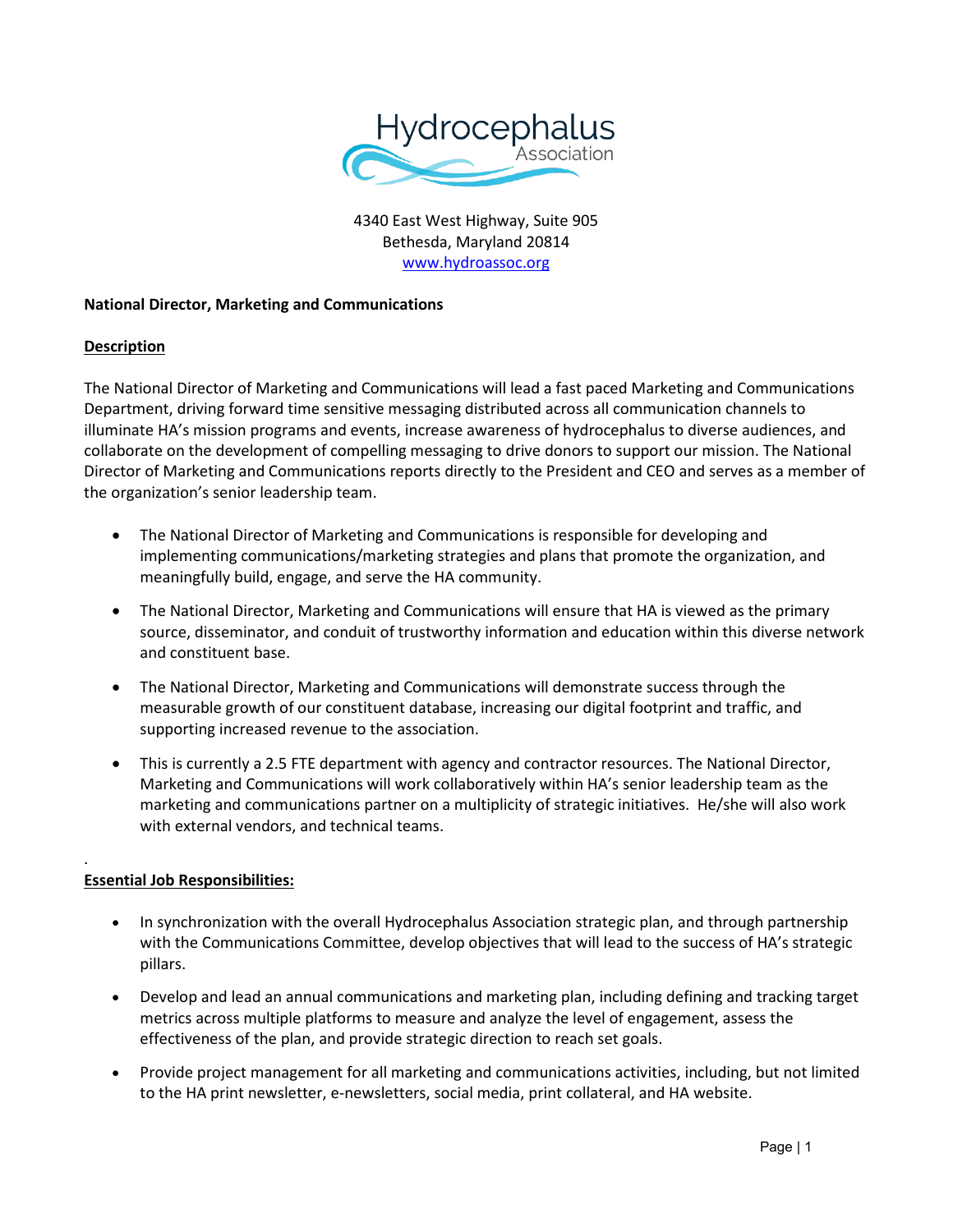Hydrocephalus Association

4340 East West Highway, Suite 905
Bethesda, Maryland 20814
www.hydroassoc.org

**National Director, Marketing and Communications**

**Description**

The National Director of Marketing and Communications will lead a fast paced Marketing and Communications Department, driving forward time sensitive messaging distributed across all communication channels to illuminate HA's mission programs and events, increase awareness of hydrocephalus to diverse audiences, and collaborate on the development of compelling messaging to drive donors to support our mission. The National Director of Marketing and Communications reports directly to the President and CEO and serves as a member of the organization's senior leadership team.

- The National Director of Marketing and Communications is responsible for developing and implementing communications/marketing strategies and plans that promote the organization, and meaningfully build, engage, and serve the HA community.
- The National Director, Marketing and Communications will ensure that HA is viewed as the primary source, disseminator, and conduit of trustworthy information and education within this diverse network and constituent base.
- The National Director, Marketing and Communications will demonstrate success through the measurable growth of our constituent database, increasing our digital footprint and traffic, and supporting increased revenue to the association.
- This is currently a 2.5 FTE department with agency and contractor resources. The National Director, Marketing and Communications will work collaboratively within HA's senior leadership team as the marketing and communications partner on a multiplicity of strategic initiatives. He/she will also work with external vendors, and technical teams.

**Essential Job Responsibilities:**

- In synchronization with the overall Hydrocephalus Association strategic plan, and through partnership with the Communications Committee, develop objectives that will lead to the success of HA's strategic pillars.
- Develop and lead an annual communications and marketing plan, including defining and tracking target metrics across multiple platforms to measure and analyze the level of engagement, assess the effectiveness of the plan, and provide strategic direction to reach set goals.
- Provide project management for all marketing and communications activities, including, but not limited to the HA print newsletter, e-newsletters, social media, print collateral, and HA website.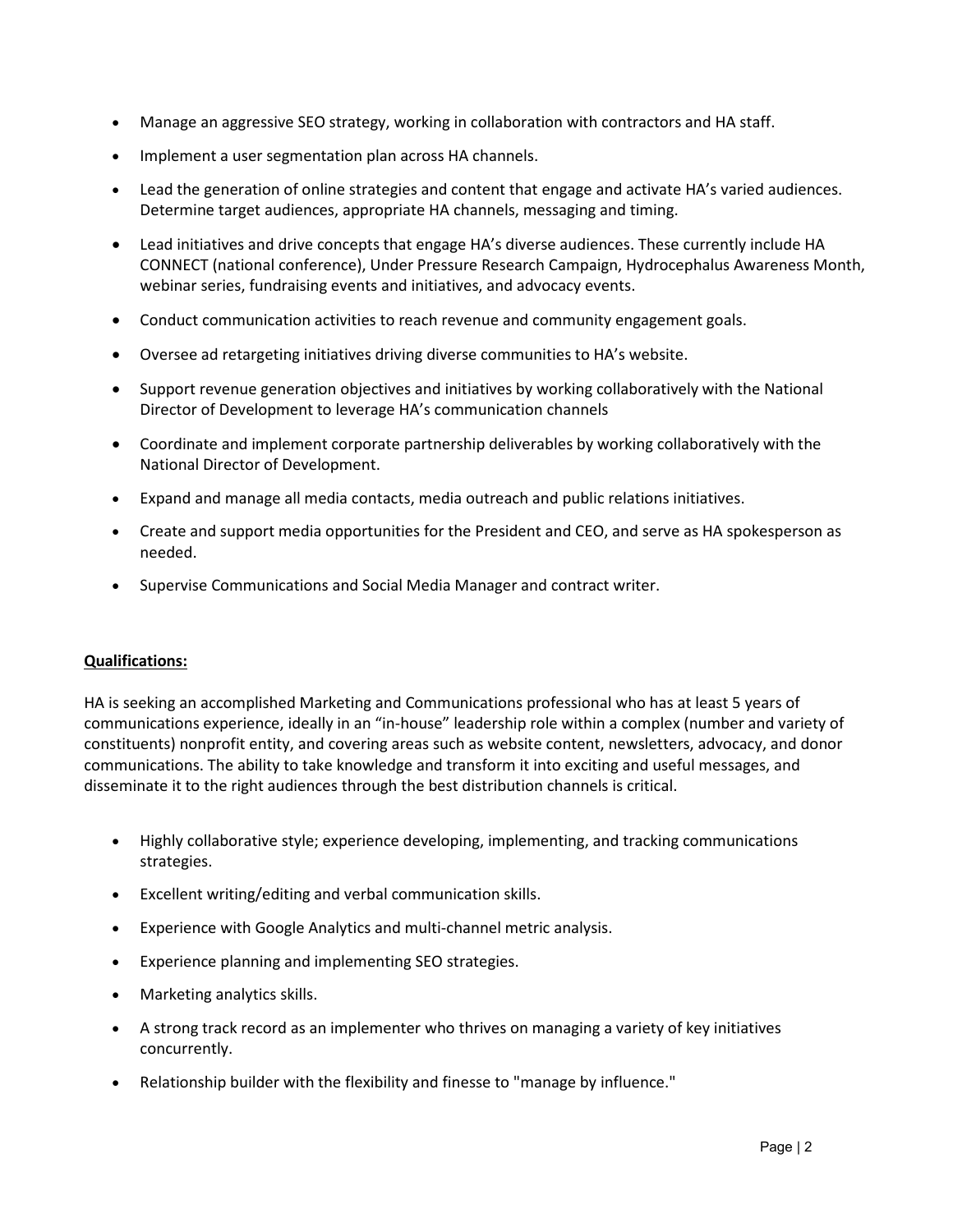- Manage an aggressive SEO strategy, working in collaboration with contractors and HA staff.
- Implement a user segmentation plan across HA channels.
- Lead the generation of online strategies and content that engage and activate HA's varied audiences. Determine target audiences, appropriate HA channels, messaging and timing.
- Lead initiatives and drive concepts that engage HA's diverse audiences. These currently include HA CONNECT (national conference), Under Pressure Research Campaign, Hydrocephalus Awareness Month, webinar series, fundraising events and initiatives, and advocacy events.
- Conduct communication activities to reach revenue and community engagement goals.
- Oversee ad retargeting initiatives driving diverse communities to HA's website.
- Support revenue generation objectives and initiatives by working collaboratively with the National Director of Development to leverage HA's communication channels
- Coordinate and implement corporate partnership deliverables by working collaboratively with the National Director of Development.
- Expand and manage all media contacts, media outreach and public relations initiatives.
- Create and support media opportunities for the President and CEO, and serve as HA spokesperson as needed.
- Supervise Communications and Social Media Manager and contract writer.

**Qualifications:**

HA is seeking an accomplished Marketing and Communications professional who has at least 5 years of communications experience, ideally in an "in-house" leadership role within a complex (number and variety of constituents) nonprofit entity, and covering areas such as website content, newsletters, advocacy, and donor communications. The ability to take knowledge and transform it into exciting and useful messages, and disseminate it to the right audiences through the best distribution channels is critical.

- Highly collaborative style; experience developing, implementing, and tracking communications strategies.
- Excellent writing/editing and verbal communication skills.
- Experience with Google Analytics and multi-channel metric analysis.
- Experience planning and implementing SEO strategies.
- Marketing analytics skills.
- A strong track record as an implementer who thrives on managing a variety of key initiatives concurrently.
- Relationship builder with the flexibility and finesse to "manage by influence."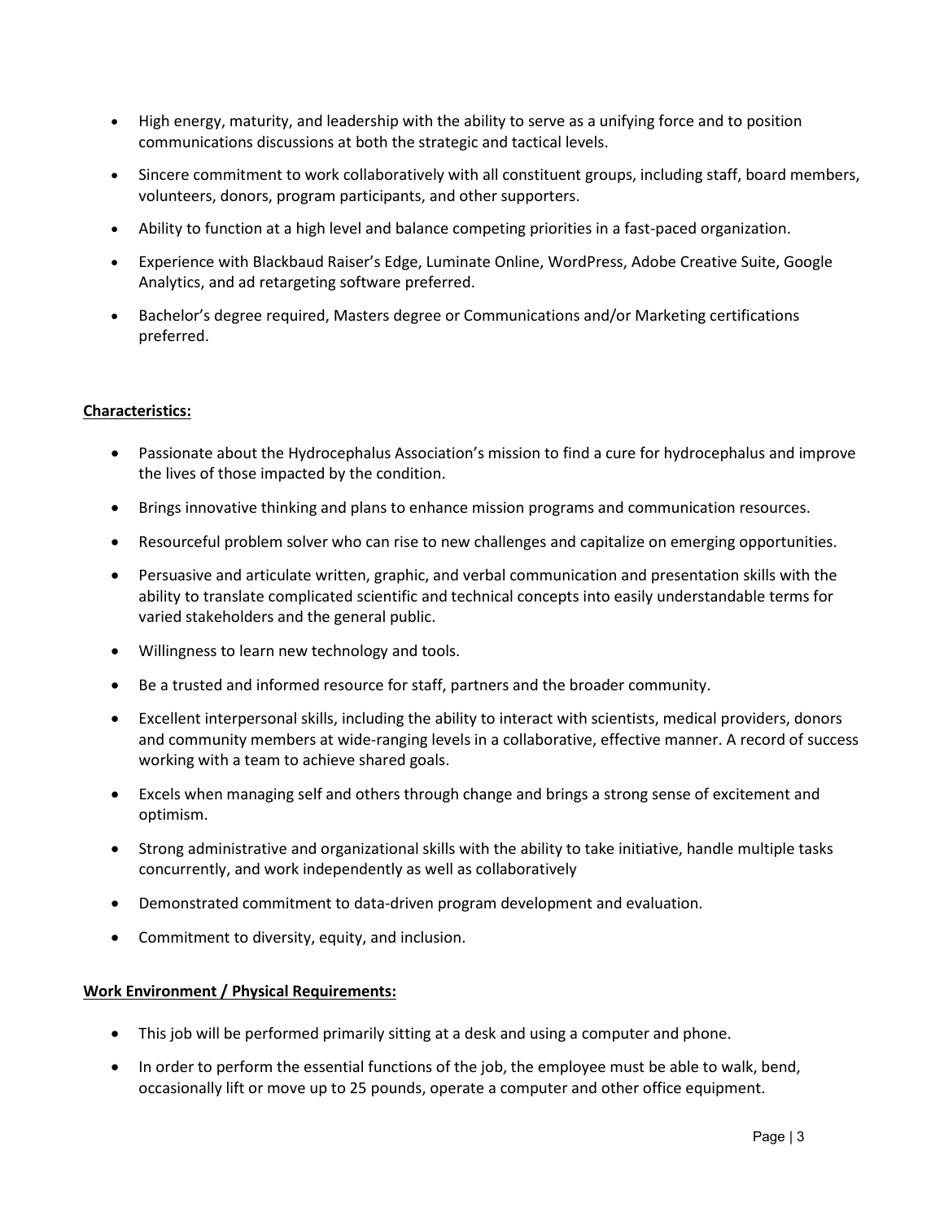- High energy, maturity, and leadership with the ability to serve as a unifying force and to position communications discussions at both the strategic and tactical levels.
- Sincere commitment to work collaboratively with all constituent groups, including staff, board members, volunteers, donors, program participants, and other supporters.
- Ability to function at a high level and balance competing priorities in a fast-paced organization.
- Experience with Blackbaud Raiser's Edge, Luminate Online, WordPress, Adobe Creative Suite, Google Analytics, and ad retargeting software preferred.
- Bachelor's degree required, Masters degree or Communications and/or Marketing certifications preferred.

**Characteristics:**

- Passionate about the Hydrocephalus Association's mission to find a cure for hydrocephalus and improve the lives of those impacted by the condition.
- Brings innovative thinking and plans to enhance mission programs and communication resources.
- Resourceful problem solver who can rise to new challenges and capitalize on emerging opportunities.
- Persuasive and articulate written, graphic, and verbal communication and presentation skills with the ability to translate complicated scientific and technical concepts into easily understandable terms for varied stakeholders and the general public.
- Willingness to learn new technology and tools.
- Be a trusted and informed resource for staff, partners and the broader community.
- Excellent interpersonal skills, including the ability to interact with scientists, medical providers, donors and community members at wide-ranging levels in a collaborative, effective manner. A record of success working with a team to achieve shared goals.
- Excels when managing self and others through change and brings a strong sense of excitement and optimism.
- Strong administrative and organizational skills with the ability to take initiative, handle multiple tasks concurrently, and work independently as well as collaboratively
- Demonstrated commitment to data-driven program development and evaluation.
- Commitment to diversity, equity, and inclusion.

**Work Environment / Physical Requirements:**

- This job will be performed primarily sitting at a desk and using a computer and phone.
- In order to perform the essential functions of the job, the employee must be able to walk, bend, occasionally lift or move up to 25 pounds, operate a computer and other office equipment.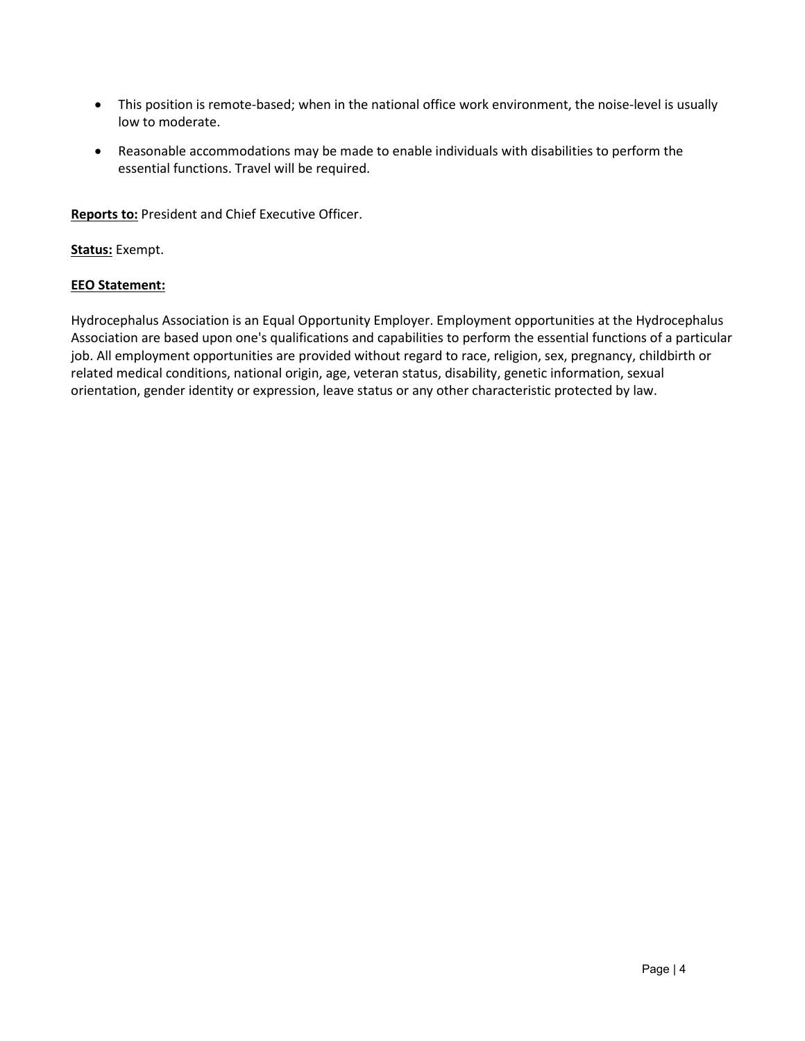- This position is remote-based; when in the national office work environment, the noise-level is usually low to moderate.
- Reasonable accommodations may be made to enable individuals with disabilities to perform the essential functions. Travel will be required.

**Reports to:** President and Chief Executive Officer.

**Status:** Exempt.

**EEO Statement:**

Hydrocephalus Association is an Equal Opportunity Employer. Employment opportunities at the Hydrocephalus Association are based upon one's qualifications and capabilities to perform the essential functions of a particular job. All employment opportunities are provided without regard to race, religion, sex, pregnancy, childbirth or related medical conditions, national origin, age, veteran status, disability, genetic information, sexual orientation, gender identity or expression, leave status or any other characteristic protected by law.